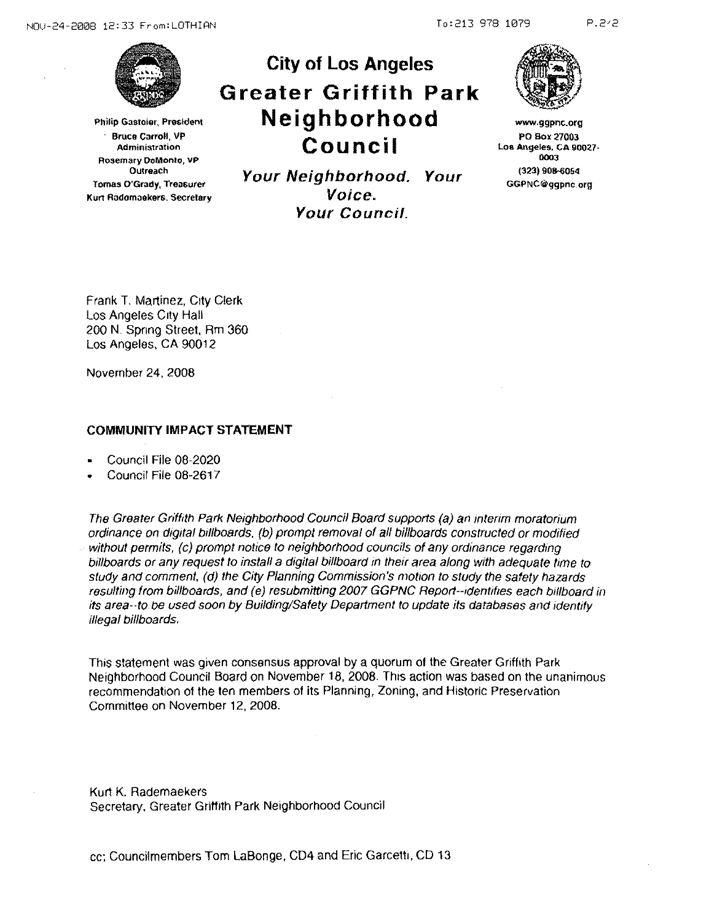Philip Gastoier, President
Bruce Carroll, VP Administration
Rosemary DeMonte, VP Outreach
Tomas O'Grady, Treasurer
Kurt Rademaekers, Secretary

# City of Los Angeles
# Greater Griffith Park Neighborhood Council

***Your Neighborhood. Your Voice. Your Council.***

www.ggpnc.org
PO Box 27003
Los Angeles, CA 90027-0003
(323) 908-6054
GGPNC@ggpnc.org

Frank T. Martinez, City Clerk
Los Angeles City Hall
200 N. Spring Street, Rm 360
Los Angeles, CA 90012

November 24, 2008

**COMMUNITY IMPACT STATEMENT**

- Council File 08-2020
- Council File 08-2617

*The Greater Griffith Park Neighborhood Council Board supports (a) an interim moratorium ordinance on digital billboards, (b) prompt removal of all billboards constructed or modified without permits, (c) prompt notice to neighborhood councils of any ordinance regarding billboards or any request to install a digital billboard in their area along with adequate time to study and comment, (d) the City Planning Commission's motion to study the safety hazards resulting from billboards, and (e) resubmitting 2007 GGPNC Report--identifies each billboard in its area--to be used soon by Building/Safety Department to update its databases and identify illegal billboards.*

This statement was given consensus approval by a quorum of the Greater Griffith Park Neighborhood Council Board on November 18, 2008. This action was based on the unanimous recommendation of the ten members of its Planning, Zoning, and Historic Preservation Committee on November 12, 2008.

Kurt K. Rademaekers
Secretary, Greater Griffith Park Neighborhood Council

cc: Councilmembers Tom LaBonge, CD4 and Eric Garcetti, CD 13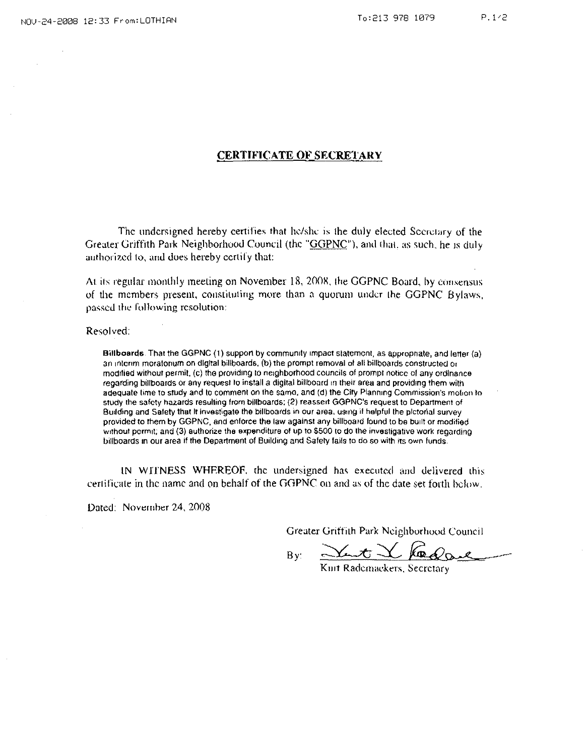## CERTIFICATE OF SECRETARY

The undersigned hereby certifies that he/she is the duly elected Secretary of the Greater Griffith Park Neighborhood Council (the "GGPNC"), and that, as such, he is duly authorized to, and does hereby certify that:

At its regular monthly meeting on November 18, 2008, the GGPNC Board, by consensus of the members present, constituting more than a quorum under the GGPNC Bylaws, passed the following resolution:

Resolved:

**Billboards**. That the GGPNC (1) support by community impact statement, as appropriate, and letter (a) an interim moratorium on digital billboards, (b) the prompt removal of all billboards constructed or modified without permit, (c) the providing to neighborhood councils of prompt notice of any ordinance regarding billboards or any request to install a digital billboard in their area and providing them with adequate time to study and to comment on the same, and (d) the City Planning Commission's motion to study the safety hazards resulting from billboards; (2) reassert GGPNC's request to Department of Building and Safety that it investigate the billboards in our area, using if helpful the pictorial survey provided to them by GGPNC, and enforce the law against any billboard found to be built or modified without permit; and (3) authorize the expenditure of up to $500 to do the investigative work regarding billboards in our area if the Department of Building and Safety fails to do so with its own funds.

IN WITNESS WHEREOF, the undersigned has executed and delivered this certificate in the name and on behalf of the GGPNC on and as of the date set forth below.

Dated: November 24, 2008

Greater Griffith Park Neighborhood Council

By: [signature]

Kurt Rademaekers, Secretary